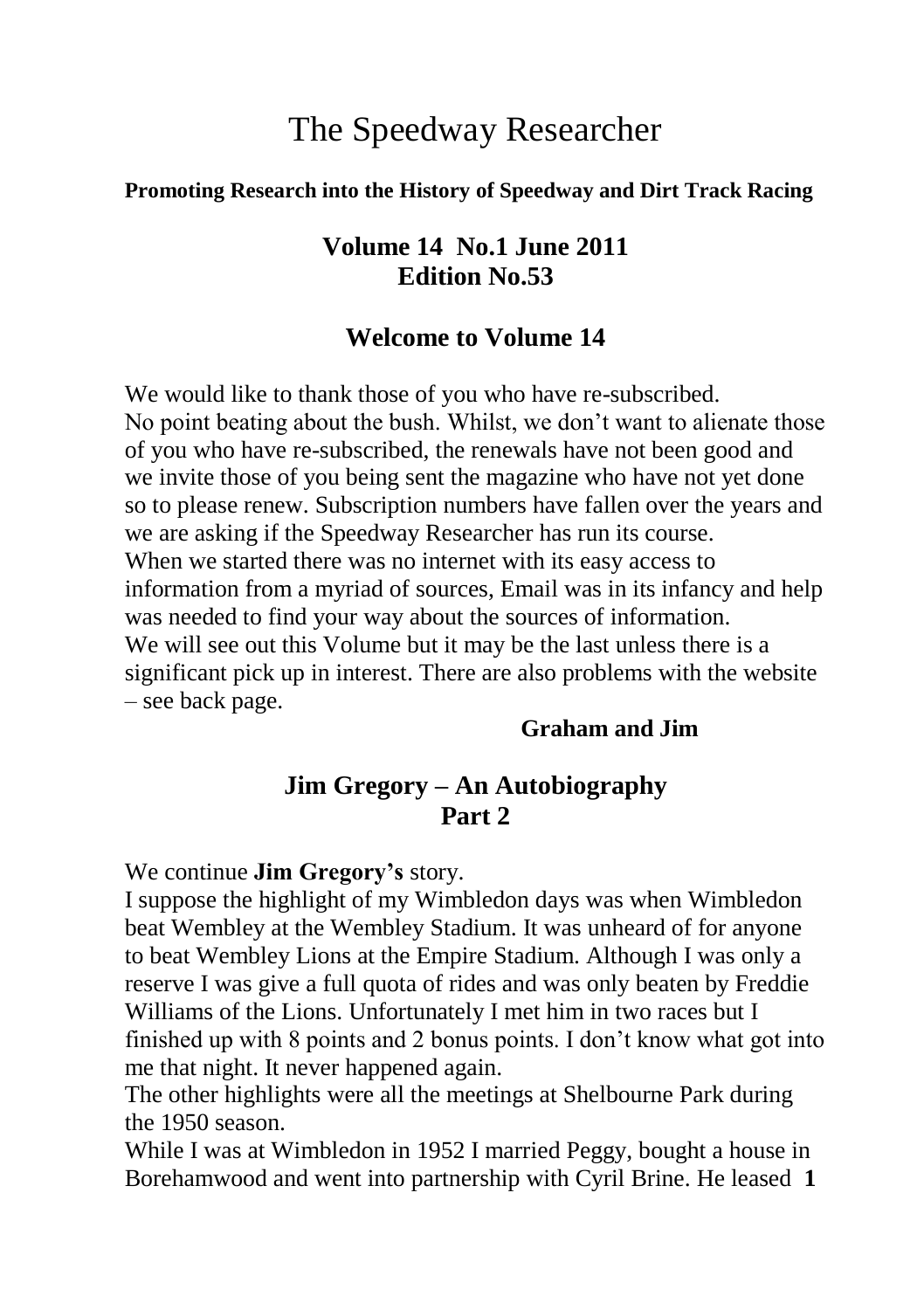# The Speedway Researcher

**Promoting Research into the History of Speedway and Dirt Track Racing**

## Volume 14 No.1 June 2011
## Edition No.53

## Welcome to Volume 14

We would like to thank those of you who have re-subscribed.
No point beating about the bush. Whilst, we don't want to alienate those of you who have re-subscribed, the renewals have not been good and we invite those of you being sent the magazine who have not yet done so to please renew. Subscription numbers have fallen over the years and we are asking if the Speedway Researcher has run its course.
When we started there was no internet with its easy access to information from a myriad of sources, Email was in its infancy and help was needed to find your way about the sources of information.
We will see out this Volume but it may be the last unless there is a significant pick up in interest. There are also problems with the website – see back page.

**Graham and Jim**

## Jim Gregory – An Autobiography
## Part 2

We continue **Jim Gregory's** story.
I suppose the highlight of my Wimbledon days was when Wimbledon beat Wembley at the Wembley Stadium. It was unheard of for anyone to beat Wembley Lions at the Empire Stadium. Although I was only a reserve I was give a full quota of rides and was only beaten by Freddie Williams of the Lions. Unfortunately I met him in two races but I finished up with 8 points and 2 bonus points. I don't know what got into me that night. It never happened again.
The other highlights were all the meetings at Shelbourne Park during the 1950 season.
While I was at Wimbledon in 1952 I married Peggy, bought a house in Borehamwood and went into partnership with Cyril Brine. He leased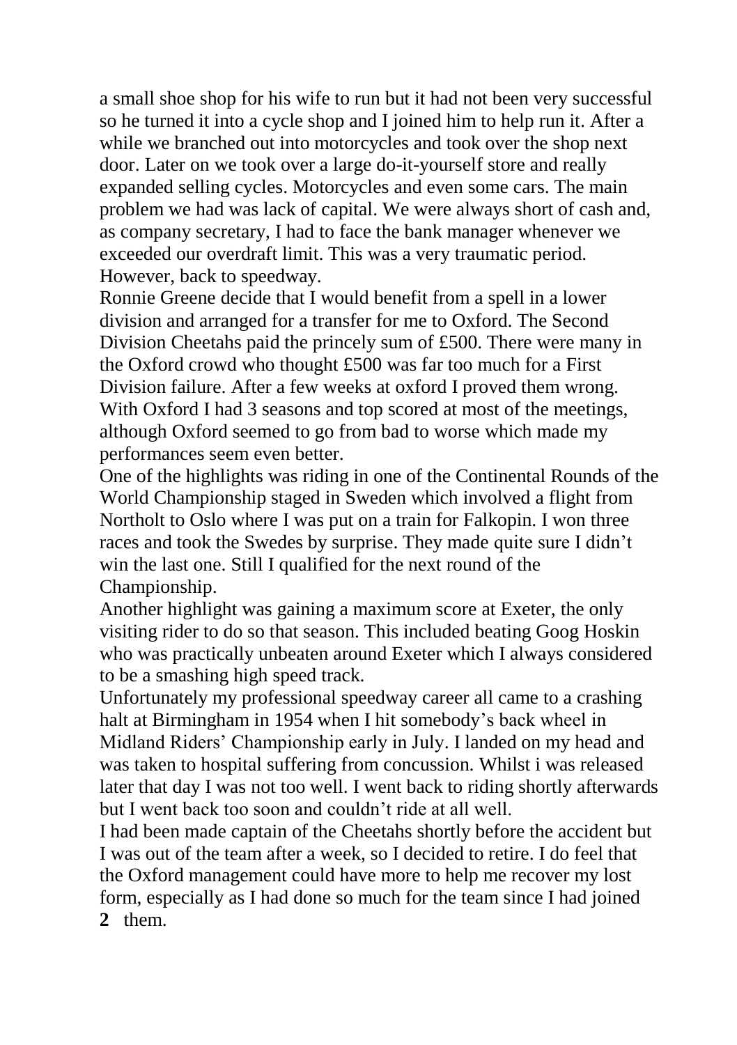a small shoe shop for his wife to run but it had not been very successful so he turned it into a cycle shop and I joined him to help run it. After a while we branched out into motorcycles and took over the shop next door. Later on we took over a large do-it-yourself store and really expanded selling cycles. Motorcycles and even some cars. The main problem we had was lack of capital. We were always short of cash and, as company secretary, I had to face the bank manager whenever we exceeded our overdraft limit. This was a very traumatic period. However, back to speedway.

Ronnie Greene decide that I would benefit from a spell in a lower division and arranged for a transfer for me to Oxford. The Second Division Cheetahs paid the princely sum of £500. There were many in the Oxford crowd who thought £500 was far too much for a First Division failure. After a few weeks at oxford I proved them wrong. With Oxford I had 3 seasons and top scored at most of the meetings, although Oxford seemed to go from bad to worse which made my performances seem even better.

One of the highlights was riding in one of the Continental Rounds of the World Championship staged in Sweden which involved a flight from Northolt to Oslo where I was put on a train for Falkopin. I won three races and took the Swedes by surprise. They made quite sure I didn't win the last one. Still I qualified for the next round of the Championship.

Another highlight was gaining a maximum score at Exeter, the only visiting rider to do so that season. This included beating Goog Hoskin who was practically unbeaten around Exeter which I always considered to be a smashing high speed track.

Unfortunately my professional speedway career all came to a crashing halt at Birmingham in 1954 when I hit somebody's back wheel in Midland Riders' Championship early in July. I landed on my head and was taken to hospital suffering from concussion. Whilst i was released later that day I was not too well. I went back to riding shortly afterwards but I went back too soon and couldn't ride at all well.

I had been made captain of the Cheetahs shortly before the accident but I was out of the team after a week, so I decided to retire. I do feel that the Oxford management could have more to help me recover my lost form, especially as I had done so much for the team since I had joined them.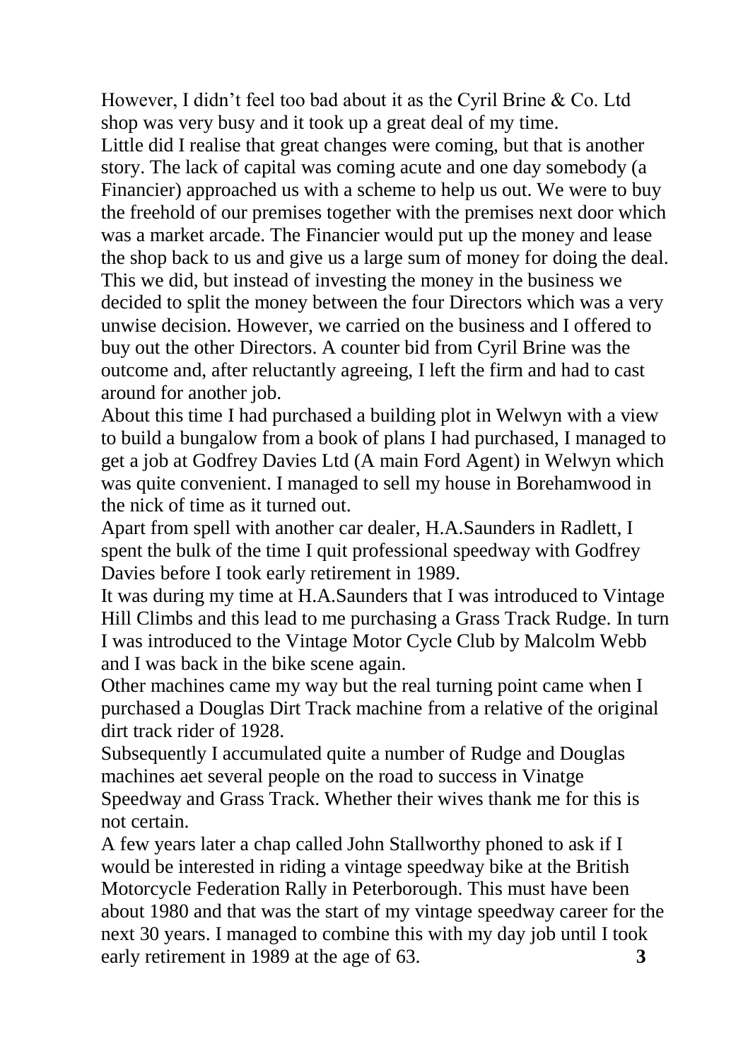However, I didn't feel too bad about it as the Cyril Brine & Co. Ltd shop was very busy and it took up a great deal of my time.

Little did I realise that great changes were coming, but that is another story. The lack of capital was coming acute and one day somebody (a Financier) approached us with a scheme to help us out. We were to buy the freehold of our premises together with the premises next door which was a market arcade. The Financier would put up the money and lease the shop back to us and give us a large sum of money for doing the deal. This we did, but instead of investing the money in the business we decided to split the money between the four Directors which was a very unwise decision. However, we carried on the business and I offered to buy out the other Directors. A counter bid from Cyril Brine was the outcome and, after reluctantly agreeing, I left the firm and had to cast around for another job.

About this time I had purchased a building plot in Welwyn with a view to build a bungalow from a book of plans I had purchased, I managed to get a job at Godfrey Davies Ltd (A main Ford Agent) in Welwyn which was quite convenient. I managed to sell my house in Borehamwood in the nick of time as it turned out.

Apart from spell with another car dealer, H.A.Saunders in Radlett, I spent the bulk of the time I quit professional speedway with Godfrey Davies before I took early retirement in 1989.

It was during my time at H.A.Saunders that I was introduced to Vintage Hill Climbs and this lead to me purchasing a Grass Track Rudge. In turn I was introduced to the Vintage Motor Cycle Club by Malcolm Webb and I was back in the bike scene again.

Other machines came my way but the real turning point came when I purchased a Douglas Dirt Track machine from a relative of the original dirt track rider of 1928.

Subsequently I accumulated quite a number of Rudge and Douglas machines aet several people on the road to success in Vinatge Speedway and Grass Track. Whether their wives thank me for this is not certain.

A few years later a chap called John Stallworthy phoned to ask if I would be interested in riding a vintage speedway bike at the British Motorcycle Federation Rally in Peterborough. This must have been about 1980 and that was the start of my vintage speedway career for the next 30 years. I managed to combine this with my day job until I took early retirement in 1989 at the age of 63.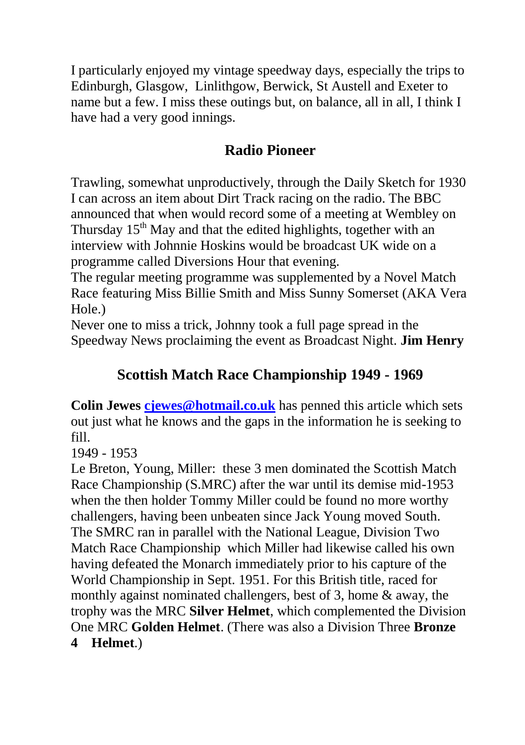I particularly enjoyed my vintage speedway days, especially the trips to Edinburgh, Glasgow, Linlithgow, Berwick, St Austell and Exeter to name but a few. I miss these outings but, on balance, all in all, I think I have had a very good innings.

## Radio Pioneer

Trawling, somewhat unproductively, through the Daily Sketch for 1930 I can across an item about Dirt Track racing on the radio. The BBC announced that when would record some of a meeting at Wembley on Thursday 15th May and that the edited highlights, together with an interview with Johnnie Hoskins would be broadcast UK wide on a programme called Diversions Hour that evening.

The regular meeting programme was supplemented by a Novel Match Race featuring Miss Billie Smith and Miss Sunny Somerset (AKA Vera Hole.)

Never one to miss a trick, Johnny took a full page spread in the Speedway News proclaiming the event as Broadcast Night. **Jim Henry**

## Scottish Match Race Championship 1949 - 1969

**Colin Jewes [cjewes@hotmail.co.uk](mailto:cjewes@hotmail.co.uk)** has penned this article which sets out just what he knows and the gaps in the information he is seeking to fill.

1949 - 1953

Le Breton, Young, Miller: these 3 men dominated the Scottish Match Race Championship (S.MRC) after the war until its demise mid-1953 when the then holder Tommy Miller could be found no more worthy challengers, having been unbeaten since Jack Young moved South. The SMRC ran in parallel with the National League, Division Two Match Race Championship which Miller had likewise called his own having defeated the Monarch immediately prior to his capture of the World Championship in Sept. 1951. For this British title, raced for monthly against nominated challengers, best of 3, home & away, the trophy was the MRC **Silver Helmet**, which complemented the Division One MRC **Golden Helmet**. (There was also a Division Three **Bronze Helmet**.)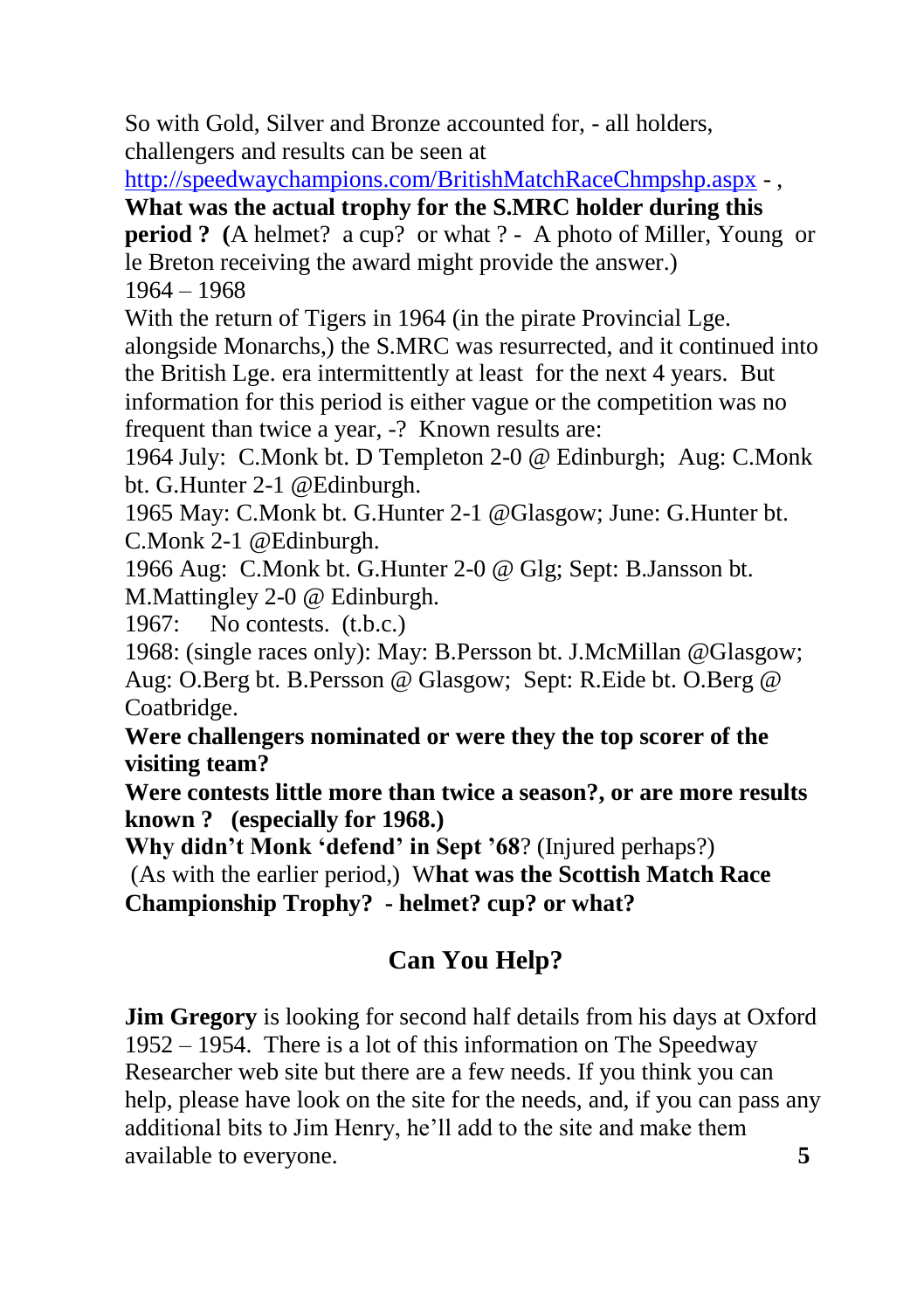So with Gold, Silver and Bronze accounted for, - all holders, challengers and results can be seen at http://speedwaychampions.com/BritishMatchRaceChmpshp.aspx - ,

**What was the actual trophy for the S.MRC holder during this period ? (**A helmet? a cup? or what ? - A photo of Miller, Young or le Breton receiving the award might provide the answer.)

1964 – 1968

With the return of Tigers in 1964 (in the pirate Provincial Lge. alongside Monarchs,) the S.MRC was resurrected, and it continued into the British Lge. era intermittently at least for the next 4 years. But information for this period is either vague or the competition was no frequent than twice a year, -? Known results are:

1964 July: C.Monk bt. D Templeton 2-0 @ Edinburgh; Aug: C.Monk bt. G.Hunter 2-1 @Edinburgh.

1965 May: C.Monk bt. G.Hunter 2-1 @Glasgow; June: G.Hunter bt. C.Monk 2-1 @Edinburgh.

1966 Aug: C.Monk bt. G.Hunter 2-0 @ Glg; Sept: B.Jansson bt. M.Mattingley 2-0 @ Edinburgh.

1967: No contests. (t.b.c.)

1968: (single races only): May: B.Persson bt. J.McMillan @Glasgow; Aug: O.Berg bt. B.Persson @ Glasgow; Sept: R.Eide bt. O.Berg @ Coatbridge.

**Were challengers nominated or were they the top scorer of the visiting team?**

**Were contests little more than twice a season?, or are more results known ? (especially for 1968.)**

**Why didn't Monk 'defend' in Sept '68**? (Injured perhaps?)

(As with the earlier period,) W**hat was the Scottish Match Race Championship Trophy? - helmet? cup? or what?**

## Can You Help?

**Jim Gregory** is looking for second half details from his days at Oxford 1952 – 1954. There is a lot of this information on The Speedway Researcher web site but there are a few needs. If you think you can help, please have look on the site for the needs, and, if you can pass any additional bits to Jim Henry, he'll add to the site and make them available to everyone.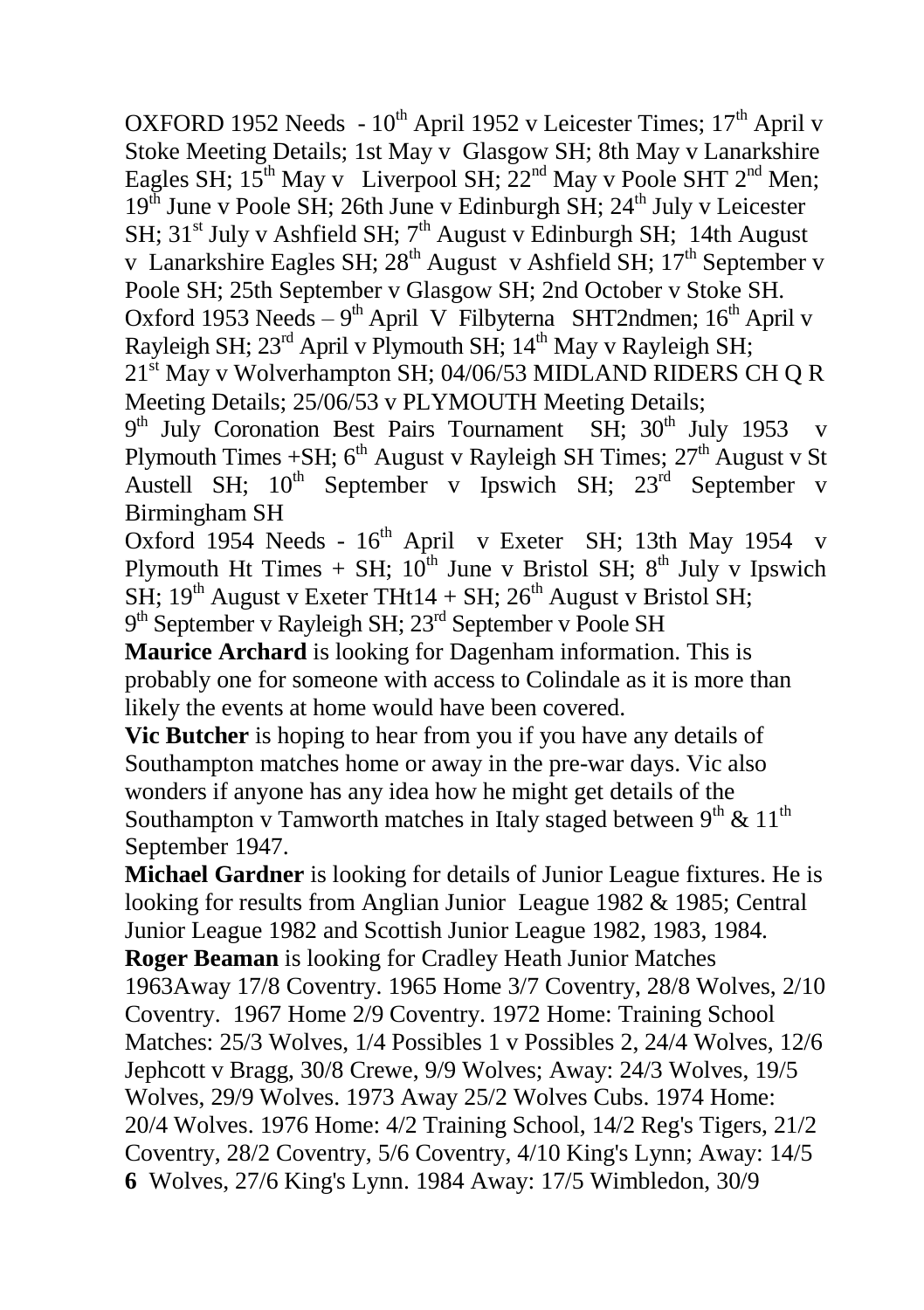OXFORD 1952 Needs - 10th April 1952 v Leicester Times; 17th April v Stoke Meeting Details; 1st May v Glasgow SH; 8th May v Lanarkshire Eagles SH; 15th May v Liverpool SH; 22nd May v Poole SHT 2nd Men; 19th June v Poole SH; 26th June v Edinburgh SH; 24th July v Leicester SH; 31st July v Ashfield SH; 7th August v Edinburgh SH; 14th August v Lanarkshire Eagles SH; 28th August v Ashfield SH; 17th September v Poole SH; 25th September v Glasgow SH; 2nd October v Stoke SH.
Oxford 1953 Needs – 9th April V Filbyterna SHT2ndmen; 16th April v Rayleigh SH; 23rd April v Plymouth SH; 14th May v Rayleigh SH; 21st May v Wolverhampton SH; 04/06/53 MIDLAND RIDERS CH Q R Meeting Details; 25/06/53 v PLYMOUTH Meeting Details; 9th July Coronation Best Pairs Tournament SH; 30th July 1953 v Plymouth Times +SH; 6th August v Rayleigh SH Times; 27th August v St Austell SH; 10th September v Ipswich SH; 23rd September v Birmingham SH
Oxford 1954 Needs - 16th April v Exeter SH; 13th May 1954 v Plymouth Ht Times + SH; 10th June v Bristol SH; 8th July v Ipswich SH; 19th August v Exeter THt14 + SH; 26th August v Bristol SH; 9th September v Rayleigh SH; 23rd September v Poole SH

**Maurice Archard** is looking for Dagenham information. This is probably one for someone with access to Colindale as it is more than likely the events at home would have been covered.

**Vic Butcher** is hoping to hear from you if you have any details of Southampton matches home or away in the pre-war days. Vic also wonders if anyone has any idea how he might get details of the Southampton v Tamworth matches in Italy staged between 9th & 11th September 1947.

**Michael Gardner** is looking for details of Junior League fixtures. He is looking for results from Anglian Junior League 1982 & 1985; Central Junior League 1982 and Scottish Junior League 1982, 1983, 1984.

**Roger Beaman** is looking for Cradley Heath Junior Matches 1963Away 17/8 Coventry. 1965 Home 3/7 Coventry, 28/8 Wolves, 2/10 Coventry. 1967 Home 2/9 Coventry. 1972 Home: Training School Matches: 25/3 Wolves, 1/4 Possibles 1 v Possibles 2, 24/4 Wolves, 12/6 Jephcott v Bragg, 30/8 Crewe, 9/9 Wolves; Away: 24/3 Wolves, 19/5 Wolves, 29/9 Wolves. 1973 Away 25/2 Wolves Cubs. 1974 Home: 20/4 Wolves. 1976 Home: 4/2 Training School, 14/2 Reg's Tigers, 21/2 Coventry, 28/2 Coventry, 5/6 Coventry, 4/10 King's Lynn; Away: 14/5 Wolves, 27/6 King's Lynn. 1984 Away: 17/5 Wimbledon, 30/9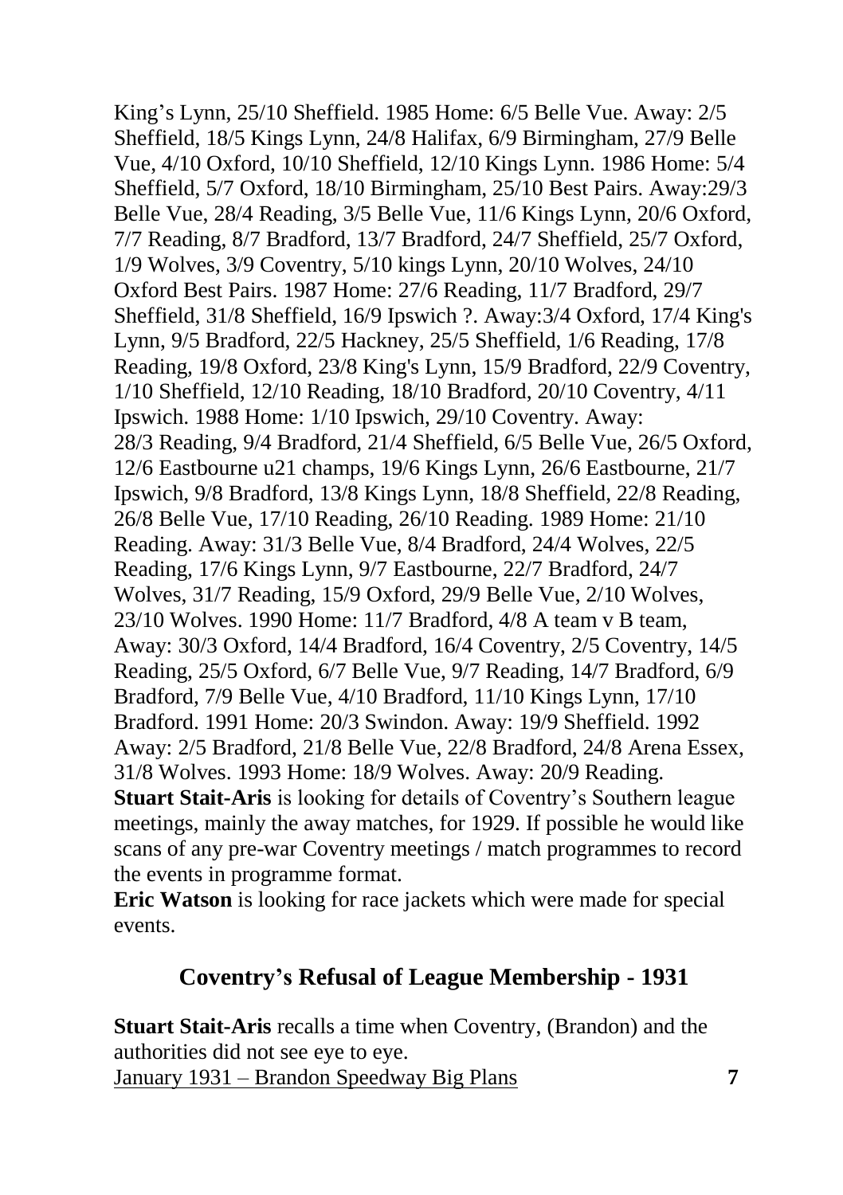King’s Lynn, 25/10 Sheffield. 1985 Home: 6/5 Belle Vue. Away: 2/5 Sheffield, 18/5 Kings Lynn, 24/8 Halifax, 6/9 Birmingham, 27/9 Belle Vue, 4/10 Oxford, 10/10 Sheffield, 12/10 Kings Lynn. 1986 Home: 5/4 Sheffield, 5/7 Oxford, 18/10 Birmingham, 25/10 Best Pairs. Away:29/3 Belle Vue, 28/4 Reading, 3/5 Belle Vue, 11/6 Kings Lynn, 20/6 Oxford, 7/7 Reading, 8/7 Bradford, 13/7 Bradford, 24/7 Sheffield, 25/7 Oxford, 1/9 Wolves, 3/9 Coventry, 5/10 kings Lynn, 20/10 Wolves, 24/10 Oxford Best Pairs. 1987 Home: 27/6 Reading, 11/7 Bradford, 29/7 Sheffield, 31/8 Sheffield, 16/9 Ipswich ?. Away:3/4 Oxford, 17/4 King's Lynn, 9/5 Bradford, 22/5 Hackney, 25/5 Sheffield, 1/6 Reading, 17/8 Reading, 19/8 Oxford, 23/8 King's Lynn, 15/9 Bradford, 22/9 Coventry, 1/10 Sheffield, 12/10 Reading, 18/10 Bradford, 20/10 Coventry, 4/11 Ipswich. 1988 Home: 1/10 Ipswich, 29/10 Coventry. Away: 28/3 Reading, 9/4 Bradford, 21/4 Sheffield, 6/5 Belle Vue, 26/5 Oxford, 12/6 Eastbourne u21 champs, 19/6 Kings Lynn, 26/6 Eastbourne, 21/7 Ipswich, 9/8 Bradford, 13/8 Kings Lynn, 18/8 Sheffield, 22/8 Reading, 26/8 Belle Vue, 17/10 Reading, 26/10 Reading. 1989 Home: 21/10 Reading. Away: 31/3 Belle Vue, 8/4 Bradford, 24/4 Wolves, 22/5 Reading, 17/6 Kings Lynn, 9/7 Eastbourne, 22/7 Bradford, 24/7 Wolves, 31/7 Reading, 15/9 Oxford, 29/9 Belle Vue, 2/10 Wolves, 23/10 Wolves. 1990 Home: 11/7 Bradford, 4/8 A team v B team, Away: 30/3 Oxford, 14/4 Bradford, 16/4 Coventry, 2/5 Coventry, 14/5 Reading, 25/5 Oxford, 6/7 Belle Vue, 9/7 Reading, 14/7 Bradford, 6/9 Bradford, 7/9 Belle Vue, 4/10 Bradford, 11/10 Kings Lynn, 17/10 Bradford. 1991 Home: 20/3 Swindon. Away: 19/9 Sheffield. 1992 Away: 2/5 Bradford, 21/8 Belle Vue, 22/8 Bradford, 24/8 Arena Essex, 31/8 Wolves. 1993 Home: 18/9 Wolves. Away: 20/9 Reading.

**Stuart Stait-Aris** is looking for details of Coventry’s Southern league meetings, mainly the away matches, for 1929. If possible he would like scans of any pre-war Coventry meetings / match programmes to record the events in programme format.

**Eric Watson** is looking for race jackets which were made for special events.

## Coventry’s Refusal of League Membership - 1931

**Stuart Stait-Aris** recalls a time when Coventry, (Brandon) and the authorities did not see eye to eye.

January 1931 – Brandon Speedway Big Plans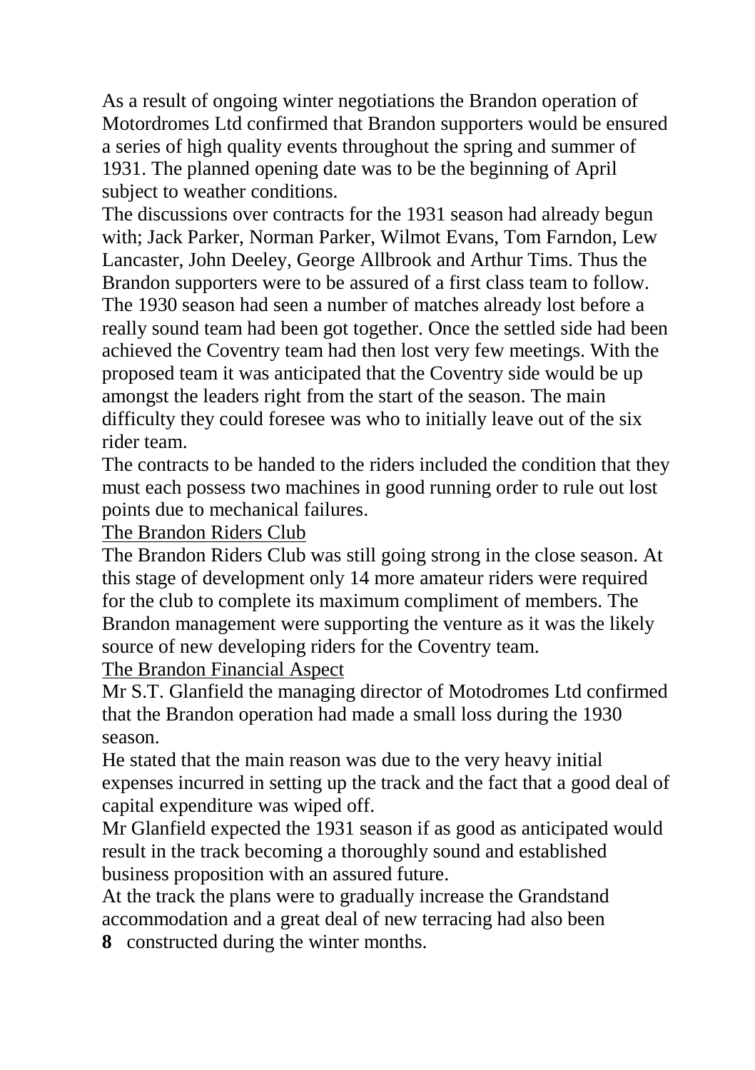As a result of ongoing winter negotiations the Brandon operation of Motordromes Ltd confirmed that Brandon supporters would be ensured a series of high quality events throughout the spring and summer of 1931. The planned opening date was to be the beginning of April subject to weather conditions.

The discussions over contracts for the 1931 season had already begun with; Jack Parker, Norman Parker, Wilmot Evans, Tom Farndon, Lew Lancaster, John Deeley, George Allbrook and Arthur Tims. Thus the Brandon supporters were to be assured of a first class team to follow. The 1930 season had seen a number of matches already lost before a really sound team had been got together. Once the settled side had been achieved the Coventry team had then lost very few meetings. With the proposed team it was anticipated that the Coventry side would be up amongst the leaders right from the start of the season. The main difficulty they could foresee was who to initially leave out of the six rider team.

The contracts to be handed to the riders included the condition that they must each possess two machines in good running order to rule out lost points due to mechanical failures.

<u>The Brandon Riders Club</u>

The Brandon Riders Club was still going strong in the close season. At this stage of development only 14 more amateur riders were required for the club to complete its maximum compliment of members. The Brandon management were supporting the venture as it was the likely source of new developing riders for the Coventry team.

<u>The Brandon Financial Aspect</u>

Mr S.T. Glanfield the managing director of Motodromes Ltd confirmed that the Brandon operation had made a small loss during the 1930 season.

He stated that the main reason was due to the very heavy initial expenses incurred in setting up the track and the fact that a good deal of capital expenditure was wiped off.

Mr Glanfield expected the 1931 season if as good as anticipated would result in the track becoming a thoroughly sound and established business proposition with an assured future.

At the track the plans were to gradually increase the Grandstand accommodation and a great deal of new terracing had also been constructed during the winter months.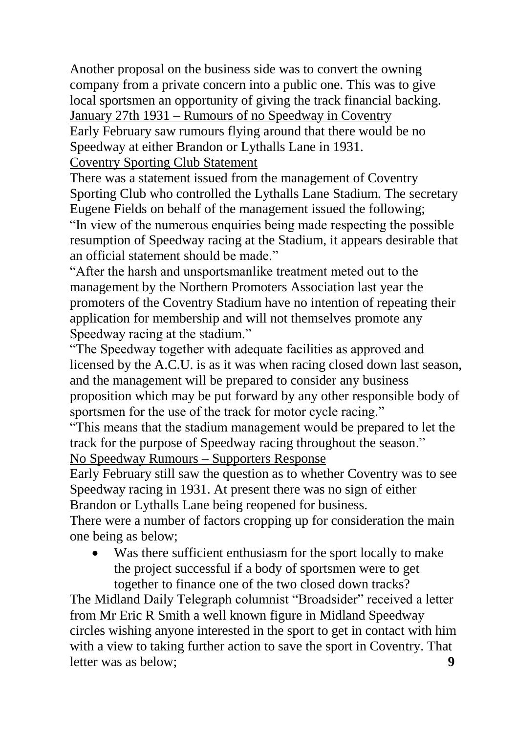Another proposal on the business side was to convert the owning company from a private concern into a public one. This was to give local sportsmen an opportunity of giving the track financial backing.

### January 27th 1931 – Rumours of no Speedway in Coventry

Early February saw rumours flying around that there would be no Speedway at either Brandon or Lythalls Lane in 1931.

### Coventry Sporting Club Statement

There was a statement issued from the management of Coventry Sporting Club who controlled the Lythalls Lane Stadium. The secretary Eugene Fields on behalf of the management issued the following;

"In view of the numerous enquiries being made respecting the possible resumption of Speedway racing at the Stadium, it appears desirable that an official statement should be made."

"After the harsh and unsportsmanlike treatment meted out to the management by the Northern Promoters Association last year the promoters of the Coventry Stadium have no intention of repeating their application for membership and will not themselves promote any Speedway racing at the stadium."

"The Speedway together with adequate facilities as approved and licensed by the A.C.U. is as it was when racing closed down last season, and the management will be prepared to consider any business proposition which may be put forward by any other responsible body of sportsmen for the use of the track for motor cycle racing."

"This means that the stadium management would be prepared to let the track for the purpose of Speedway racing throughout the season."

### No Speedway Rumours – Supporters Response

Early February still saw the question as to whether Coventry was to see Speedway racing in 1931. At present there was no sign of either Brandon or Lythalls Lane being reopened for business.

There were a number of factors cropping up for consideration the main one being as below;

- Was there sufficient enthusiasm for the sport locally to make the project successful if a body of sportsmen were to get together to finance one of the two closed down tracks?

The Midland Daily Telegraph columnist "Broadsider" received a letter from Mr Eric R Smith a well known figure in Midland Speedway circles wishing anyone interested in the sport to get in contact with him with a view to taking further action to save the sport in Coventry. That letter was as below;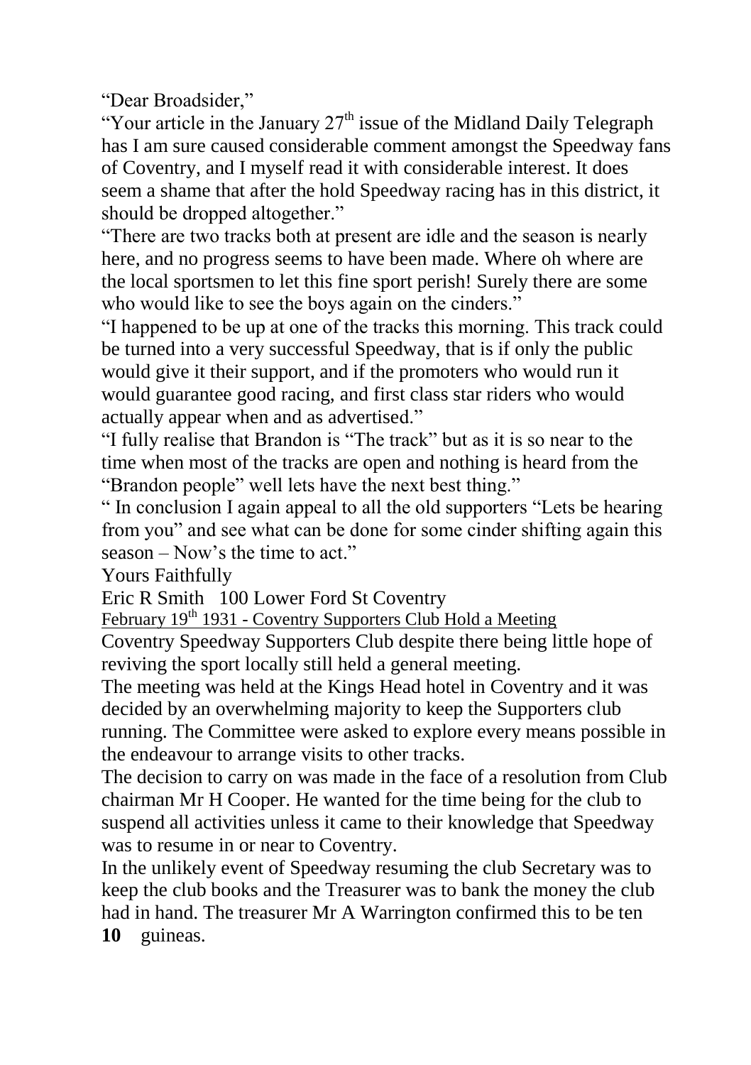"Dear Broadsider,"

"Your article in the January 27th issue of the Midland Daily Telegraph has I am sure caused considerable comment amongst the Speedway fans of Coventry, and I myself read it with considerable interest. It does seem a shame that after the hold Speedway racing has in this district, it should be dropped altogether."

"There are two tracks both at present are idle and the season is nearly here, and no progress seems to have been made. Where oh where are the local sportsmen to let this fine sport perish! Surely there are some who would like to see the boys again on the cinders."

"I happened to be up at one of the tracks this morning. This track could be turned into a very successful Speedway, that is if only the public would give it their support, and if the promoters who would run it would guarantee good racing, and first class star riders who would actually appear when and as advertised."

"I fully realise that Brandon is "The track" but as it is so near to the time when most of the tracks are open and nothing is heard from the "Brandon people" well lets have the next best thing."

" In conclusion I again appeal to all the old supporters "Lets be hearing from you" and see what can be done for some cinder shifting again this season – Now's the time to act."

Yours Faithfully

Eric R Smith   100 Lower Ford St Coventry

February 19th 1931 - Coventry Supporters Club Hold a Meeting

Coventry Speedway Supporters Club despite there being little hope of reviving the sport locally still held a general meeting.

The meeting was held at the Kings Head hotel in Coventry and it was decided by an overwhelming majority to keep the Supporters club running. The Committee were asked to explore every means possible in the endeavour to arrange visits to other tracks.

The decision to carry on was made in the face of a resolution from Club chairman Mr H Cooper. He wanted for the time being for the club to suspend all activities unless it came to their knowledge that Speedway was to resume in or near to Coventry.

In the unlikely event of Speedway resuming the club Secretary was to keep the club books and the Treasurer was to bank the money the club had in hand. The treasurer Mr A Warrington confirmed this to be ten guineas.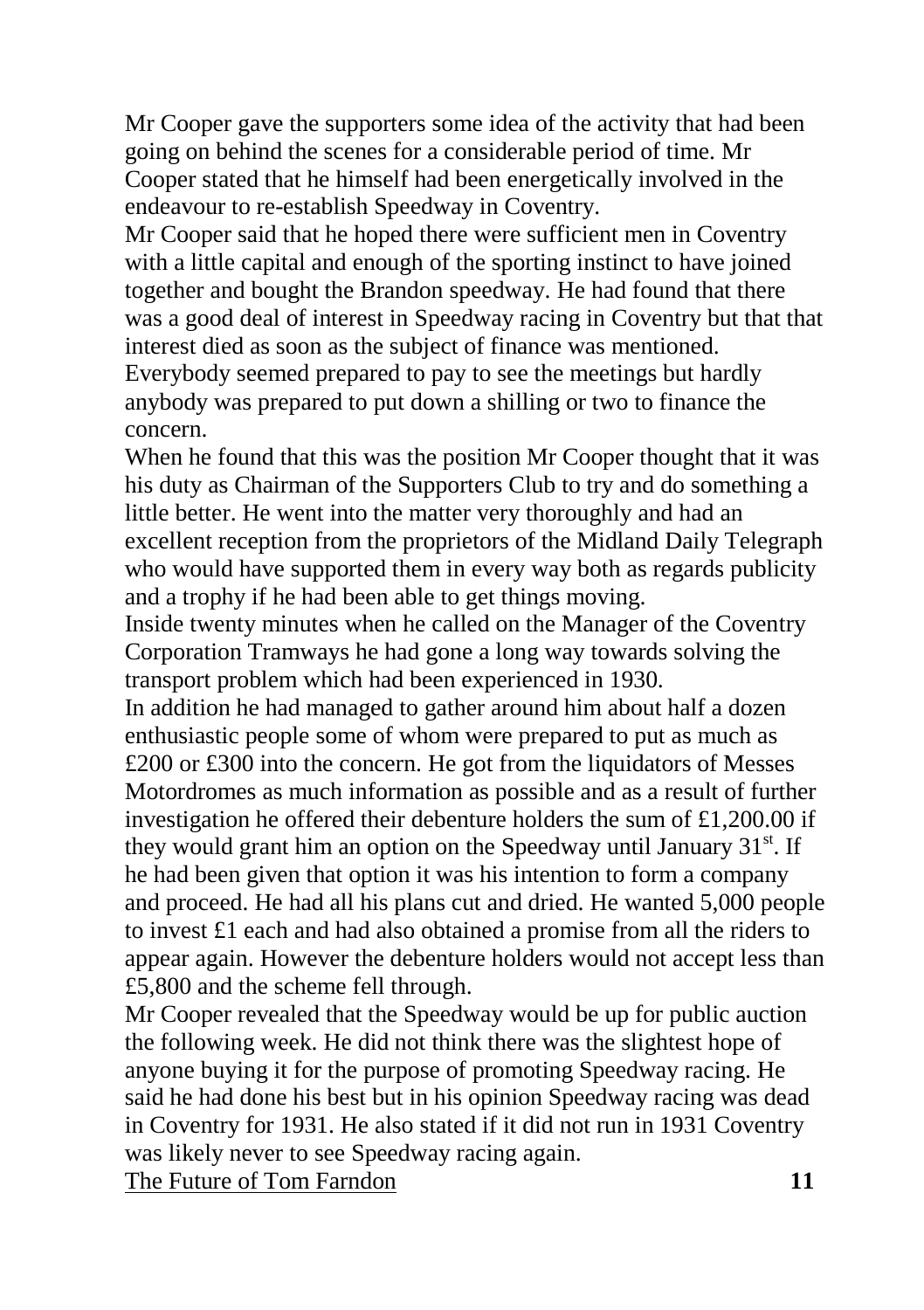Mr Cooper gave the supporters some idea of the activity that had been going on behind the scenes for a considerable period of time. Mr Cooper stated that he himself had been energetically involved in the endeavour to re-establish Speedway in Coventry.

Mr Cooper said that he hoped there were sufficient men in Coventry with a little capital and enough of the sporting instinct to have joined together and bought the Brandon speedway. He had found that there was a good deal of interest in Speedway racing in Coventry but that that interest died as soon as the subject of finance was mentioned. Everybody seemed prepared to pay to see the meetings but hardly anybody was prepared to put down a shilling or two to finance the concern.

When he found that this was the position Mr Cooper thought that it was his duty as Chairman of the Supporters Club to try and do something a little better. He went into the matter very thoroughly and had an excellent reception from the proprietors of the Midland Daily Telegraph who would have supported them in every way both as regards publicity and a trophy if he had been able to get things moving.

Inside twenty minutes when he called on the Manager of the Coventry Corporation Tramways he had gone a long way towards solving the transport problem which had been experienced in 1930.

In addition he had managed to gather around him about half a dozen enthusiastic people some of whom were prepared to put as much as £200 or £300 into the concern. He got from the liquidators of Messes Motordromes as much information as possible and as a result of further investigation he offered their debenture holders the sum of £1,200.00 if they would grant him an option on the Speedway until January 31st. If he had been given that option it was his intention to form a company and proceed. He had all his plans cut and dried. He wanted 5,000 people to invest £1 each and had also obtained a promise from all the riders to appear again. However the debenture holders would not accept less than £5,800 and the scheme fell through.

Mr Cooper revealed that the Speedway would be up for public auction the following week. He did not think there was the slightest hope of anyone buying it for the purpose of promoting Speedway racing. He said he had done his best but in his opinion Speedway racing was dead in Coventry for 1931. He also stated if it did not run in 1931 Coventry was likely never to see Speedway racing again.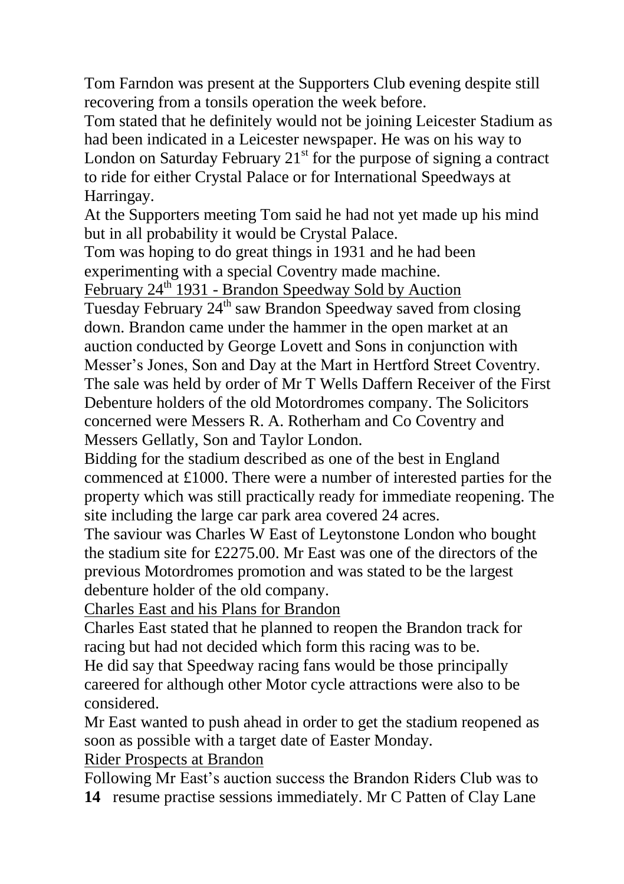Tom Farndon was present at the Supporters Club evening despite still recovering from a tonsils operation the week before.

Tom stated that he definitely would not be joining Leicester Stadium as had been indicated in a Leicester newspaper. He was on his way to London on Saturday February 21st for the purpose of signing a contract to ride for either Crystal Palace or for International Speedways at Harringay.

At the Supporters meeting Tom said he had not yet made up his mind but in all probability it would be Crystal Palace.

Tom was hoping to do great things in 1931 and he had been experimenting with a special Coventry made machine.

<u>February 24th 1931 - Brandon Speedway Sold by Auction</u>

Tuesday February 24th saw Brandon Speedway saved from closing down. Brandon came under the hammer in the open market at an auction conducted by George Lovett and Sons in conjunction with Messer's Jones, Son and Day at the Mart in Hertford Street Coventry. The sale was held by order of Mr T Wells Daffern Receiver of the First Debenture holders of the old Motordromes company. The Solicitors concerned were Messers R. A. Rotherham and Co Coventry and Messers Gellatly, Son and Taylor London.

Bidding for the stadium described as one of the best in England commenced at £1000. There were a number of interested parties for the property which was still practically ready for immediate reopening. The site including the large car park area covered 24 acres.

The saviour was Charles W East of Leytonstone London who bought the stadium site for £2275.00. Mr East was one of the directors of the previous Motordromes promotion and was stated to be the largest debenture holder of the old company.

<u>Charles East and his Plans for Brandon</u>

Charles East stated that he planned to reopen the Brandon track for racing but had not decided which form this racing was to be.

He did say that Speedway racing fans would be those principally careered for although other Motor cycle attractions were also to be considered.

Mr East wanted to push ahead in order to get the stadium reopened as soon as possible with a target date of Easter Monday.

<u>Rider Prospects at Brandon</u>

Following Mr East's auction success the Brandon Riders Club was to resume practise sessions immediately. Mr C Patten of Clay Lane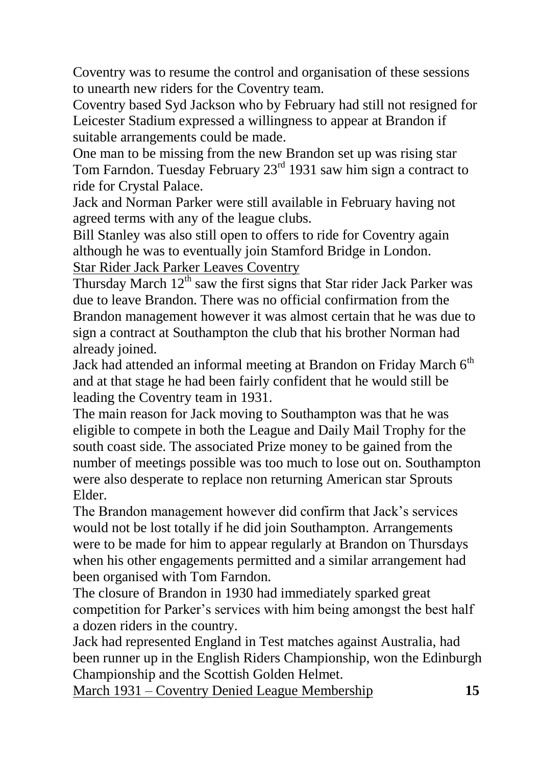Coventry was to resume the control and organisation of these sessions to unearth new riders for the Coventry team.

Coventry based Syd Jackson who by February had still not resigned for Leicester Stadium expressed a willingness to appear at Brandon if suitable arrangements could be made.

One man to be missing from the new Brandon set up was rising star Tom Farndon. Tuesday February 23rd 1931 saw him sign a contract to ride for Crystal Palace.

Jack and Norman Parker were still available in February having not agreed terms with any of the league clubs.

Bill Stanley was also still open to offers to ride for Coventry again although he was to eventually join Stamford Bridge in London.

## Star Rider Jack Parker Leaves Coventry

Thursday March 12th saw the first signs that Star rider Jack Parker was due to leave Brandon. There was no official confirmation from the Brandon management however it was almost certain that he was due to sign a contract at Southampton the club that his brother Norman had already joined.

Jack had attended an informal meeting at Brandon on Friday March 6th and at that stage he had been fairly confident that he would still be leading the Coventry team in 1931.

The main reason for Jack moving to Southampton was that he was eligible to compete in both the League and Daily Mail Trophy for the south coast side. The associated Prize money to be gained from the number of meetings possible was too much to lose out on. Southampton were also desperate to replace non returning American star Sprouts Elder.

The Brandon management however did confirm that Jack's services would not be lost totally if he did join Southampton. Arrangements were to be made for him to appear regularly at Brandon on Thursdays when his other engagements permitted and a similar arrangement had been organised with Tom Farndon.

The closure of Brandon in 1930 had immediately sparked great competition for Parker's services with him being amongst the best half a dozen riders in the country.

Jack had represented England in Test matches against Australia, had been runner up in the English Riders Championship, won the Edinburgh Championship and the Scottish Golden Helmet.

## March 1931 – Coventry Denied League Membership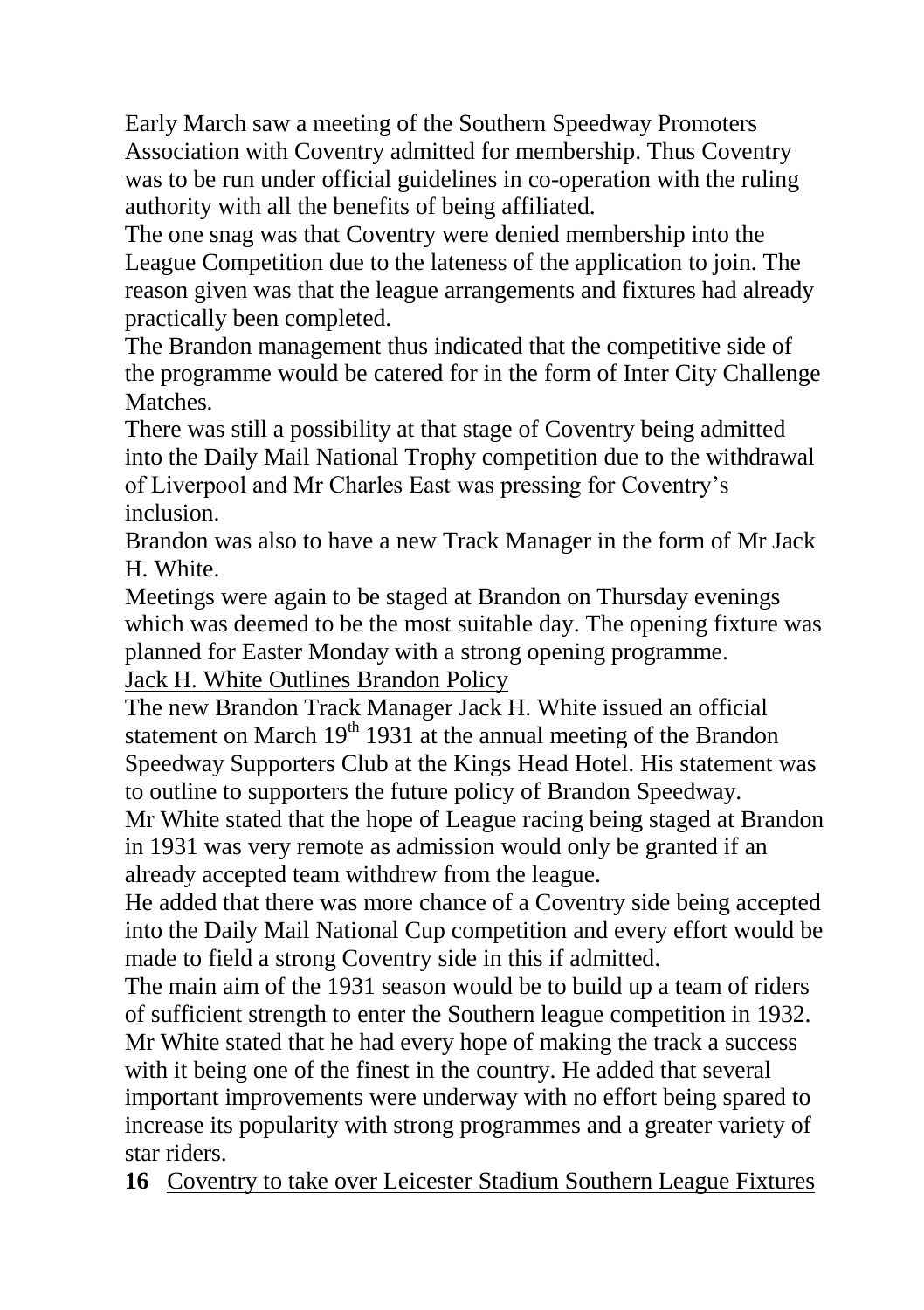Early March saw a meeting of the Southern Speedway Promoters Association with Coventry admitted for membership. Thus Coventry was to be run under official guidelines in co-operation with the ruling authority with all the benefits of being affiliated.

The one snag was that Coventry were denied membership into the League Competition due to the lateness of the application to join. The reason given was that the league arrangements and fixtures had already practically been completed.

The Brandon management thus indicated that the competitive side of the programme would be catered for in the form of Inter City Challenge Matches.

There was still a possibility at that stage of Coventry being admitted into the Daily Mail National Trophy competition due to the withdrawal of Liverpool and Mr Charles East was pressing for Coventry's inclusion.

Brandon was also to have a new Track Manager in the form of Mr Jack H. White.

Meetings were again to be staged at Brandon on Thursday evenings which was deemed to be the most suitable day. The opening fixture was planned for Easter Monday with a strong opening programme.

## Jack H. White Outlines Brandon Policy

The new Brandon Track Manager Jack H. White issued an official statement on March 19th 1931 at the annual meeting of the Brandon Speedway Supporters Club at the Kings Head Hotel. His statement was to outline to supporters the future policy of Brandon Speedway.

Mr White stated that the hope of League racing being staged at Brandon in 1931 was very remote as admission would only be granted if an already accepted team withdrew from the league.

He added that there was more chance of a Coventry side being accepted into the Daily Mail National Cup competition and every effort would be made to field a strong Coventry side in this if admitted.

The main aim of the 1931 season would be to build up a team of riders of sufficient strength to enter the Southern league competition in 1932.

Mr White stated that he had every hope of making the track a success with it being one of the finest in the country. He added that several important improvements were underway with no effort being spared to increase its popularity with strong programmes and a greater variety of star riders.

## Coventry to take over Leicester Stadium Southern League Fixtures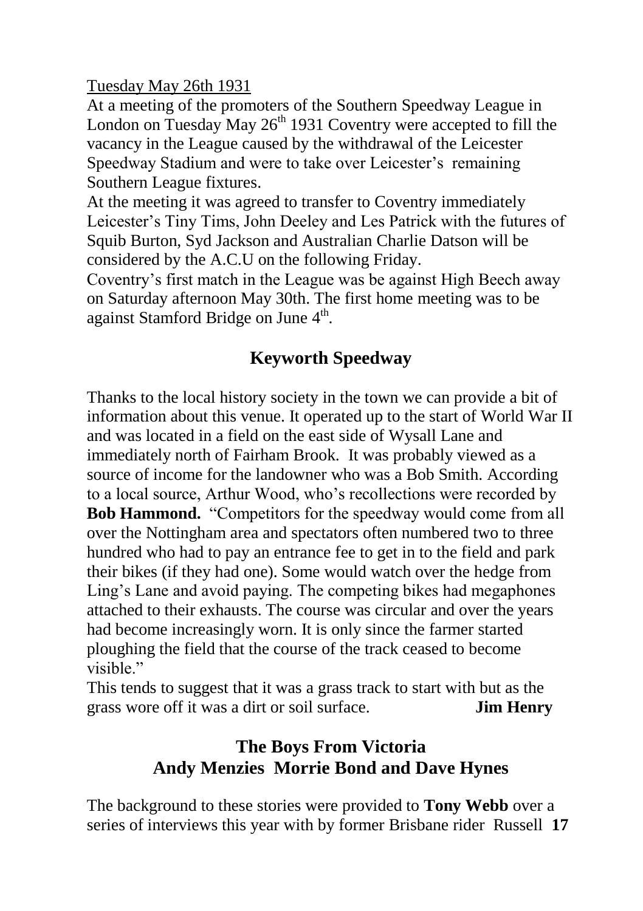Tuesday May 26th 1931

At a meeting of the promoters of the Southern Speedway League in London on Tuesday May 26th 1931 Coventry were accepted to fill the vacancy in the League caused by the withdrawal of the Leicester Speedway Stadium and were to take over Leicester's remaining Southern League fixtures.

At the meeting it was agreed to transfer to Coventry immediately Leicester's Tiny Tims, John Deeley and Les Patrick with the futures of Squib Burton, Syd Jackson and Australian Charlie Datson will be considered by the A.C.U on the following Friday.

Coventry's first match in the League was be against High Beech away on Saturday afternoon May 30th. The first home meeting was to be against Stamford Bridge on June 4th.

## Keyworth Speedway

Thanks to the local history society in the town we can provide a bit of information about this venue. It operated up to the start of World War II and was located in a field on the east side of Wysall Lane and immediately north of Fairham Brook. It was probably viewed as a source of income for the landowner who was a Bob Smith. According to a local source, Arthur Wood, who's recollections were recorded by **Bob Hammond.** "Competitors for the speedway would come from all over the Nottingham area and spectators often numbered two to three hundred who had to pay an entrance fee to get in to the field and park their bikes (if they had one). Some would watch over the hedge from Ling's Lane and avoid paying. The competing bikes had megaphones attached to their exhausts. The course was circular and over the years had become increasingly worn. It is only since the farmer started ploughing the field that the course of the track ceased to become visible."

This tends to suggest that it was a grass track to start with but as the grass wore off it was a dirt or soil surface. **Jim Henry**

## The Boys From Victoria
## Andy Menzies Morrie Bond and Dave Hynes

The background to these stories were provided to **Tony Webb** over a series of interviews this year with by former Brisbane rider Russell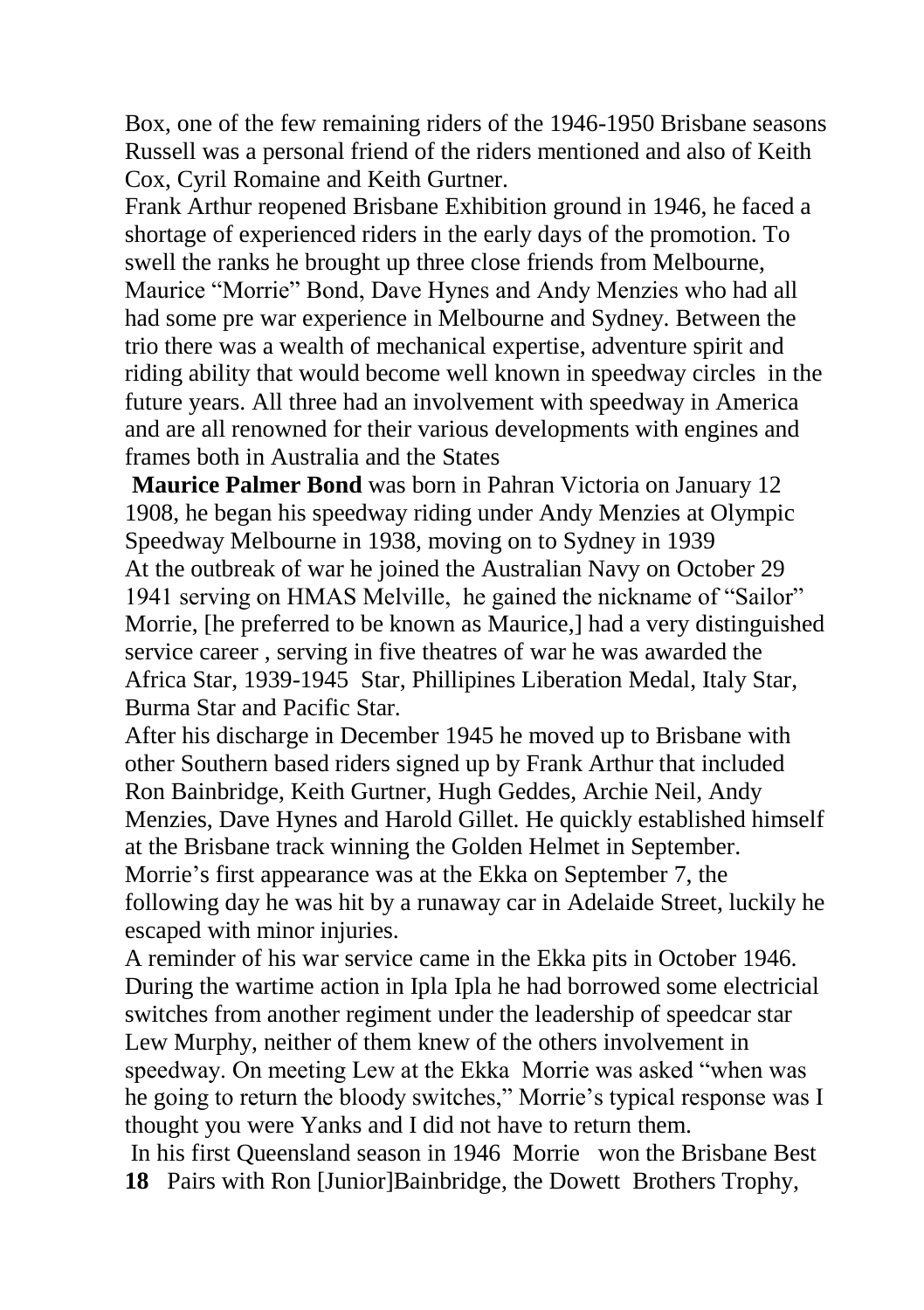Box, one of the few remaining riders of the 1946-1950 Brisbane seasons Russell was a personal friend of the riders mentioned and also of Keith Cox, Cyril Romaine and Keith Gurtner.

Frank Arthur reopened Brisbane Exhibition ground in 1946, he faced a shortage of experienced riders in the early days of the promotion. To swell the ranks he brought up three close friends from Melbourne, Maurice "Morrie" Bond, Dave Hynes and Andy Menzies who had all had some pre war experience in Melbourne and Sydney. Between the trio there was a wealth of mechanical expertise, adventure spirit and riding ability that would become well known in speedway circles in the future years. All three had an involvement with speedway in America and are all renowned for their various developments with engines and frames both in Australia and the States

**Maurice Palmer Bond** was born in Pahran Victoria on January 12 1908, he began his speedway riding under Andy Menzies at Olympic Speedway Melbourne in 1938, moving on to Sydney in 1939

At the outbreak of war he joined the Australian Navy on October 29 1941 serving on HMAS Melville, he gained the nickname of "Sailor" Morrie, [he preferred to be known as Maurice,] had a very distinguished service career , serving in five theatres of war he was awarded the Africa Star, 1939-1945 Star, Phillipines Liberation Medal, Italy Star, Burma Star and Pacific Star.

After his discharge in December 1945 he moved up to Brisbane with other Southern based riders signed up by Frank Arthur that included Ron Bainbridge, Keith Gurtner, Hugh Geddes, Archie Neil, Andy Menzies, Dave Hynes and Harold Gillet. He quickly established himself at the Brisbane track winning the Golden Helmet in September. Morrie's first appearance was at the Ekka on September 7, the following day he was hit by a runaway car in Adelaide Street, luckily he escaped with minor injuries.

A reminder of his war service came in the Ekka pits in October 1946. During the wartime action in Ipla Ipla he had borrowed some electricial switches from another regiment under the leadership of speedcar star Lew Murphy, neither of them knew of the others involvement in speedway. On meeting Lew at the Ekka Morrie was asked "when was he going to return the bloody switches," Morrie's typical response was I thought you were Yanks and I did not have to return them.

In his first Queensland season in 1946 Morrie won the Brisbane Best Pairs with Ron [Junior]Bainbridge, the Dowett Brothers Trophy,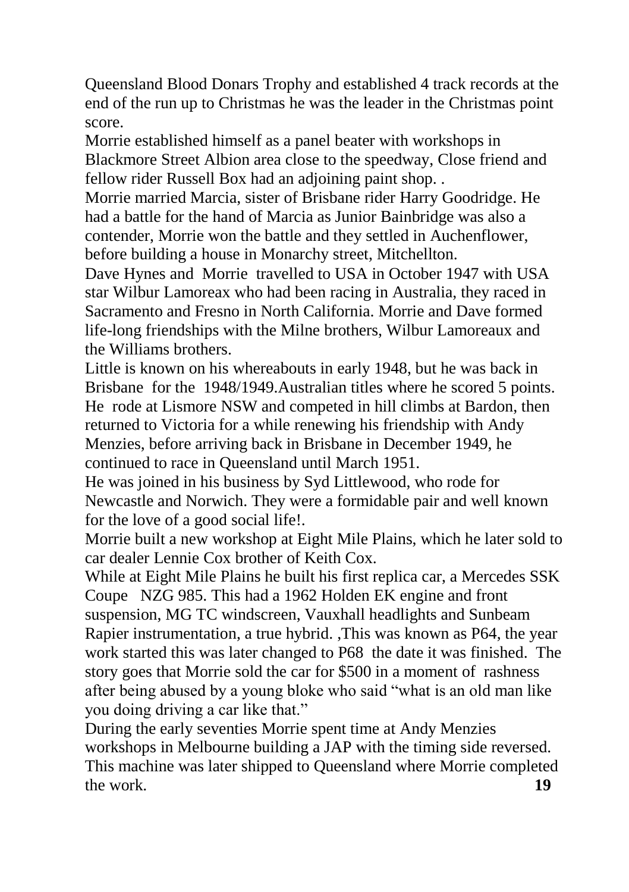Queensland Blood Donars Trophy and established 4 track records at the end of the run up to Christmas he was the leader in the Christmas point score.

Morrie established himself as a panel beater with workshops in Blackmore Street Albion area close to the speedway, Close friend and fellow rider Russell Box had an adjoining paint shop. .

Morrie married Marcia, sister of Brisbane rider Harry Goodridge. He had a battle for the hand of Marcia as Junior Bainbridge was also a contender, Morrie won the battle and they settled in Auchenflower, before building a house in Monarchy street, Mitchellton.

Dave Hynes and Morrie travelled to USA in October 1947 with USA star Wilbur Lamoreax who had been racing in Australia, they raced in Sacramento and Fresno in North California. Morrie and Dave formed life-long friendships with the Milne brothers, Wilbur Lamoreaux and the Williams brothers.

Little is known on his whereabouts in early 1948, but he was back in Brisbane for the 1948/1949.Australian titles where he scored 5 points. He rode at Lismore NSW and competed in hill climbs at Bardon, then returned to Victoria for a while renewing his friendship with Andy Menzies, before arriving back in Brisbane in December 1949, he continued to race in Queensland until March 1951.

He was joined in his business by Syd Littlewood, who rode for Newcastle and Norwich. They were a formidable pair and well known for the love of a good social life!.

Morrie built a new workshop at Eight Mile Plains, which he later sold to car dealer Lennie Cox brother of Keith Cox.

While at Eight Mile Plains he built his first replica car, a Mercedes SSK Coupe NZG 985. This had a 1962 Holden EK engine and front suspension, MG TC windscreen, Vauxhall headlights and Sunbeam Rapier instrumentation, a true hybrid. ,This was known as P64, the year work started this was later changed to P68 the date it was finished. The story goes that Morrie sold the car for $500 in a moment of rashness after being abused by a young bloke who said "what is an old man like you doing driving a car like that."

During the early seventies Morrie spent time at Andy Menzies workshops in Melbourne building a JAP with the timing side reversed. This machine was later shipped to Queensland where Morrie completed the work.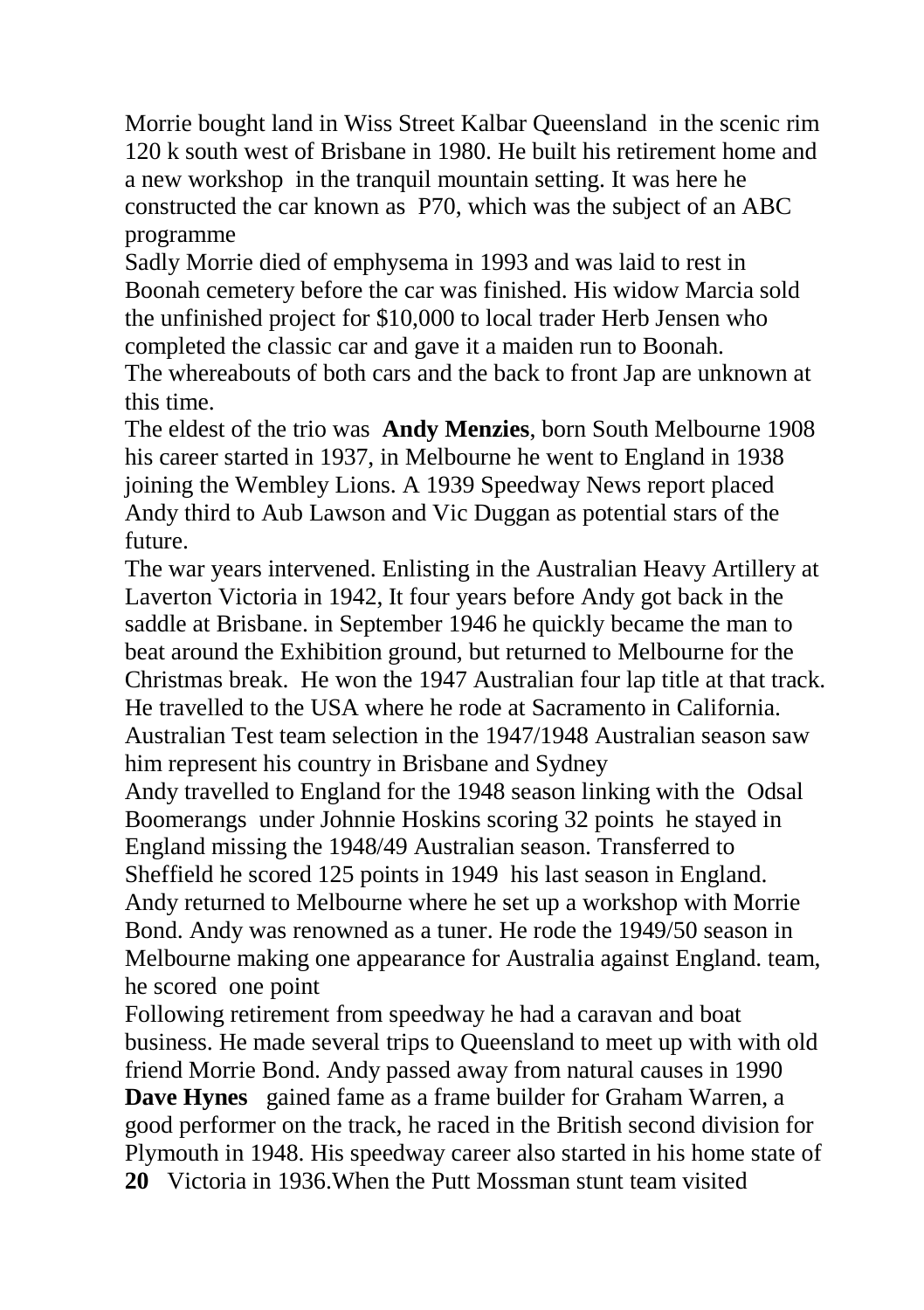Morrie bought land in Wiss Street Kalbar Queensland in the scenic rim 120 k south west of Brisbane in 1980. He built his retirement home and a new workshop in the tranquil mountain setting. It was here he constructed the car known as P70, which was the subject of an ABC programme

Sadly Morrie died of emphysema in 1993 and was laid to rest in Boonah cemetery before the car was finished. His widow Marcia sold the unfinished project for $10,000 to local trader Herb Jensen who completed the classic car and gave it a maiden run to Boonah.

The whereabouts of both cars and the back to front Jap are unknown at this time.

The eldest of the trio was **Andy Menzies**, born South Melbourne 1908 his career started in 1937, in Melbourne he went to England in 1938 joining the Wembley Lions. A 1939 Speedway News report placed Andy third to Aub Lawson and Vic Duggan as potential stars of the future.

The war years intervened. Enlisting in the Australian Heavy Artillery at Laverton Victoria in 1942, It four years before Andy got back in the saddle at Brisbane. in September 1946 he quickly became the man to beat around the Exhibition ground, but returned to Melbourne for the Christmas break. He won the 1947 Australian four lap title at that track. He travelled to the USA where he rode at Sacramento in California. Australian Test team selection in the 1947/1948 Australian season saw him represent his country in Brisbane and Sydney

Andy travelled to England for the 1948 season linking with the Odsal Boomerangs under Johnnie Hoskins scoring 32 points he stayed in England missing the 1948/49 Australian season. Transferred to Sheffield he scored 125 points in 1949 his last season in England. Andy returned to Melbourne where he set up a workshop with Morrie Bond. Andy was renowned as a tuner. He rode the 1949/50 season in Melbourne making one appearance for Australia against England. team, he scored one point

Following retirement from speedway he had a caravan and boat business. He made several trips to Queensland to meet up with with old friend Morrie Bond. Andy passed away from natural causes in 1990

**Dave Hynes** gained fame as a frame builder for Graham Warren, a good performer on the track, he raced in the British second division for Plymouth in 1948. His speedway career also started in his home state of Victoria in 1936.When the Putt Mossman stunt team visited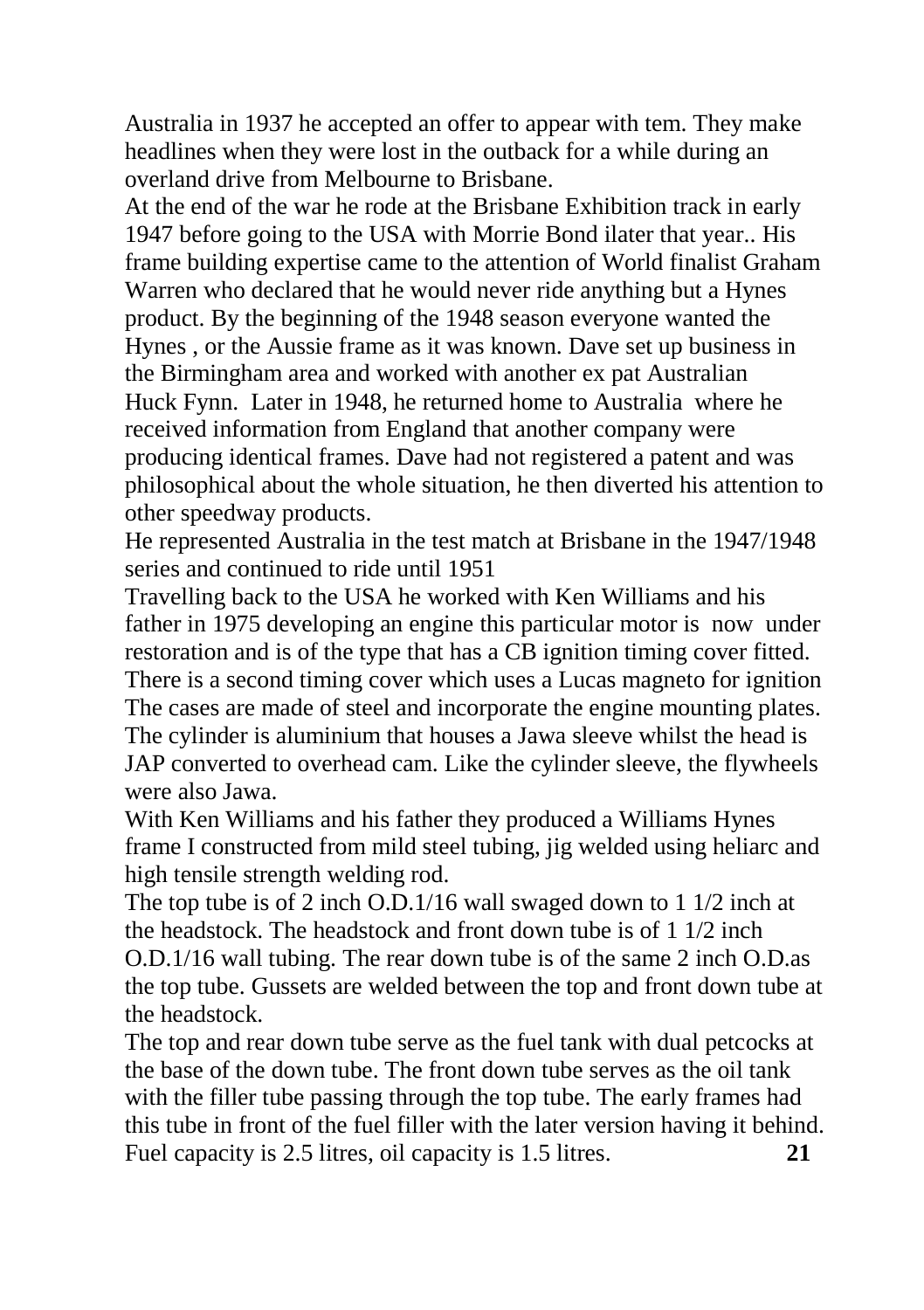Australia in 1937 he accepted an offer to appear with tem. They make headlines when they were lost in the outback for a while during an overland drive from Melbourne to Brisbane.

At the end of the war he rode at the Brisbane Exhibition track in early 1947 before going to the USA with Morrie Bond ilater that year.. His frame building expertise came to the attention of World finalist Graham Warren who declared that he would never ride anything but a Hynes product. By the beginning of the 1948 season everyone wanted the Hynes , or the Aussie frame as it was known. Dave set up business in the Birmingham area and worked with another ex pat Australian Huck Fynn. Later in 1948, he returned home to Australia where he received information from England that another company were producing identical frames. Dave had not registered a patent and was philosophical about the whole situation, he then diverted his attention to other speedway products.

He represented Australia in the test match at Brisbane in the 1947/1948 series and continued to ride until 1951

Travelling back to the USA he worked with Ken Williams and his father in 1975 developing an engine this particular motor is now under restoration and is of the type that has a CB ignition timing cover fitted. There is a second timing cover which uses a Lucas magneto for ignition The cases are made of steel and incorporate the engine mounting plates. The cylinder is aluminium that houses a Jawa sleeve whilst the head is JAP converted to overhead cam. Like the cylinder sleeve, the flywheels were also Jawa.

With Ken Williams and his father they produced a Williams Hynes frame I constructed from mild steel tubing, jig welded using heliarc and high tensile strength welding rod.

The top tube is of 2 inch O.D.1/16 wall swaged down to 1 1/2 inch at the headstock. The headstock and front down tube is of 1 1/2 inch O.D.1/16 wall tubing. The rear down tube is of the same 2 inch O.D.as the top tube. Gussets are welded between the top and front down tube at the headstock.

The top and rear down tube serve as the fuel tank with dual petcocks at the base of the down tube. The front down tube serves as the oil tank with the filler tube passing through the top tube. The early frames had this tube in front of the fuel filler with the later version having it behind. Fuel capacity is 2.5 litres, oil capacity is 1.5 litres.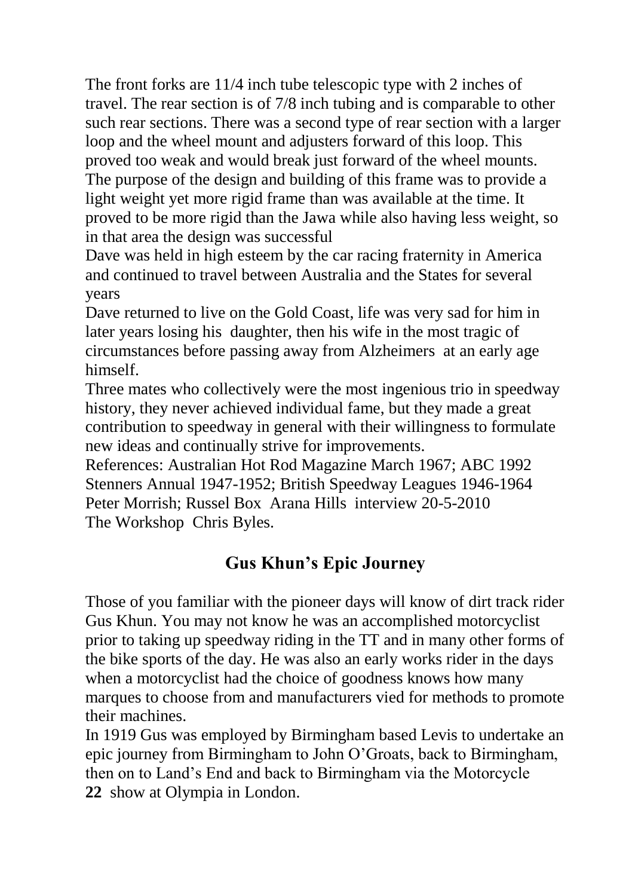The front forks are 11/4 inch tube telescopic type with 2 inches of travel. The rear section is of 7/8 inch tubing and is comparable to other such rear sections. There was a second type of rear section with a larger loop and the wheel mount and adjusters forward of this loop. This proved too weak and would break just forward of the wheel mounts. The purpose of the design and building of this frame was to provide a light weight yet more rigid frame than was available at the time. It proved to be more rigid than the Jawa while also having less weight, so in that area the design was successful

Dave was held in high esteem by the car racing fraternity in America and continued to travel between Australia and the States for several years

Dave returned to live on the Gold Coast, life was very sad for him in later years losing his daughter, then his wife in the most tragic of circumstances before passing away from Alzheimers at an early age himself.

Three mates who collectively were the most ingenious trio in speedway history, they never achieved individual fame, but they made a great contribution to speedway in general with their willingness to formulate new ideas and continually strive for improvements.

References: Australian Hot Rod Magazine March 1967; ABC 1992 Stenners Annual 1947-1952; British Speedway Leagues 1946-1964 Peter Morrish; Russel Box Arana Hills interview 20-5-2010 The Workshop Chris Byles.

## Gus Khun's Epic Journey

Those of you familiar with the pioneer days will know of dirt track rider Gus Khun. You may not know he was an accomplished motorcyclist prior to taking up speedway riding in the TT and in many other forms of the bike sports of the day. He was also an early works rider in the days when a motorcyclist had the choice of goodness knows how many marques to choose from and manufacturers vied for methods to promote their machines.

In 1919 Gus was employed by Birmingham based Levis to undertake an epic journey from Birmingham to John O'Groats, back to Birmingham, then on to Land's End and back to Birmingham via the Motorcycle show at Olympia in London.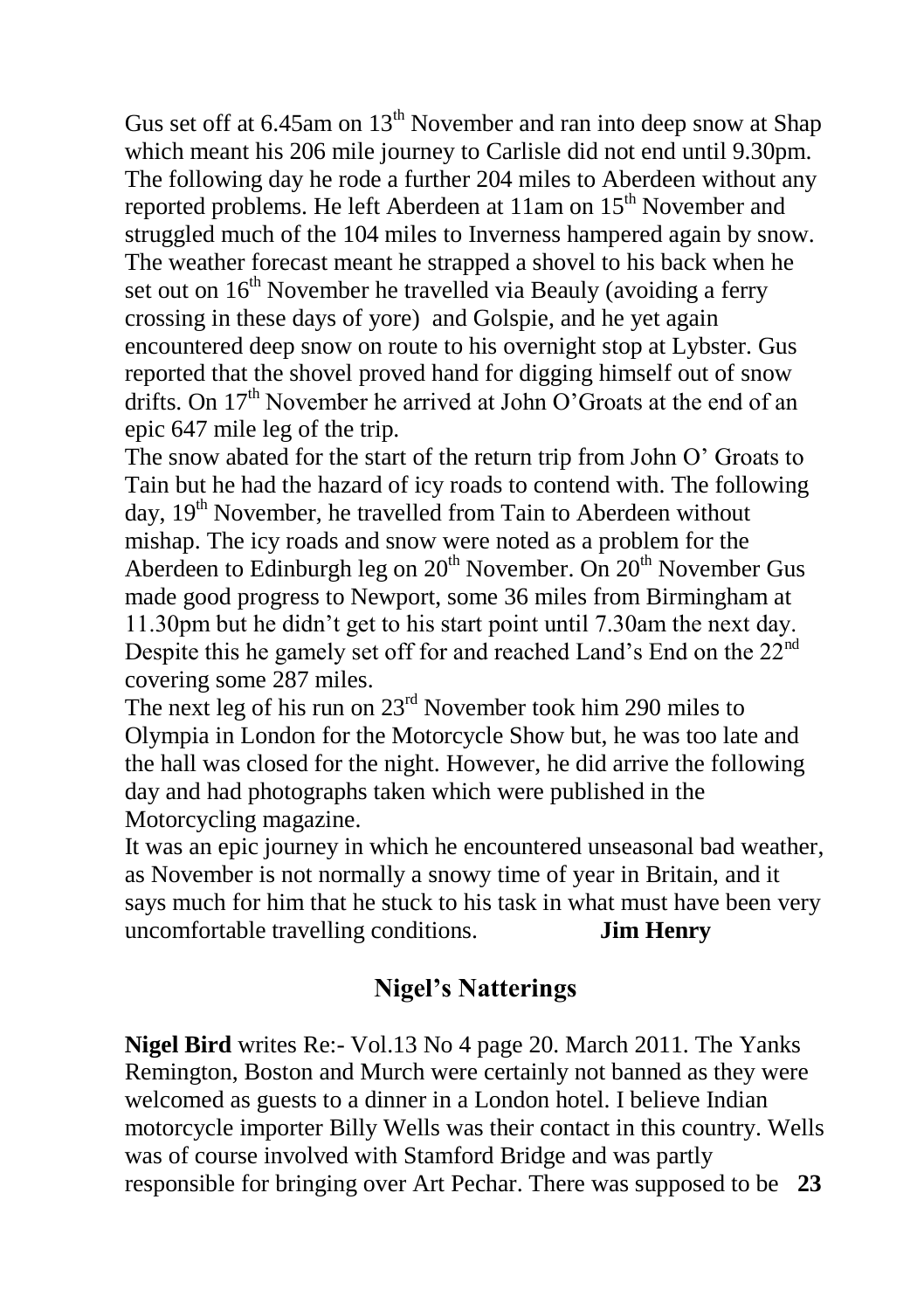Gus set off at 6.45am on 13th November and ran into deep snow at Shap which meant his 206 mile journey to Carlisle did not end until 9.30pm. The following day he rode a further 204 miles to Aberdeen without any reported problems. He left Aberdeen at 11am on 15th November and struggled much of the 104 miles to Inverness hampered again by snow. The weather forecast meant he strapped a shovel to his back when he set out on 16th November he travelled via Beauly (avoiding a ferry crossing in these days of yore) and Golspie, and he yet again encountered deep snow on route to his overnight stop at Lybster. Gus reported that the shovel proved hand for digging himself out of snow drifts. On 17th November he arrived at John O'Groats at the end of an epic 647 mile leg of the trip.

The snow abated for the start of the return trip from John O' Groats to Tain but he had the hazard of icy roads to contend with. The following day, 19th November, he travelled from Tain to Aberdeen without mishap. The icy roads and snow were noted as a problem for the Aberdeen to Edinburgh leg on 20th November. On 20th November Gus made good progress to Newport, some 36 miles from Birmingham at 11.30pm but he didn't get to his start point until 7.30am the next day. Despite this he gamely set off for and reached Land's End on the 22nd covering some 287 miles.

The next leg of his run on 23rd November took him 290 miles to Olympia in London for the Motorcycle Show but, he was too late and the hall was closed for the night. However, he did arrive the following day and had photographs taken which were published in the Motorcycling magazine.

It was an epic journey in which he encountered unseasonal bad weather, as November is not normally a snowy time of year in Britain, and it says much for him that he stuck to his task in what must have been very uncomfortable travelling conditions. **Jim Henry**

## Nigel's Natterings

**Nigel Bird** writes Re:- Vol.13 No 4 page 20. March 2011. The Yanks Remington, Boston and Murch were certainly not banned as they were welcomed as guests to a dinner in a London hotel. I believe Indian motorcycle importer Billy Wells was their contact in this country. Wells was of course involved with Stamford Bridge and was partly responsible for bringing over Art Pechar. There was supposed to be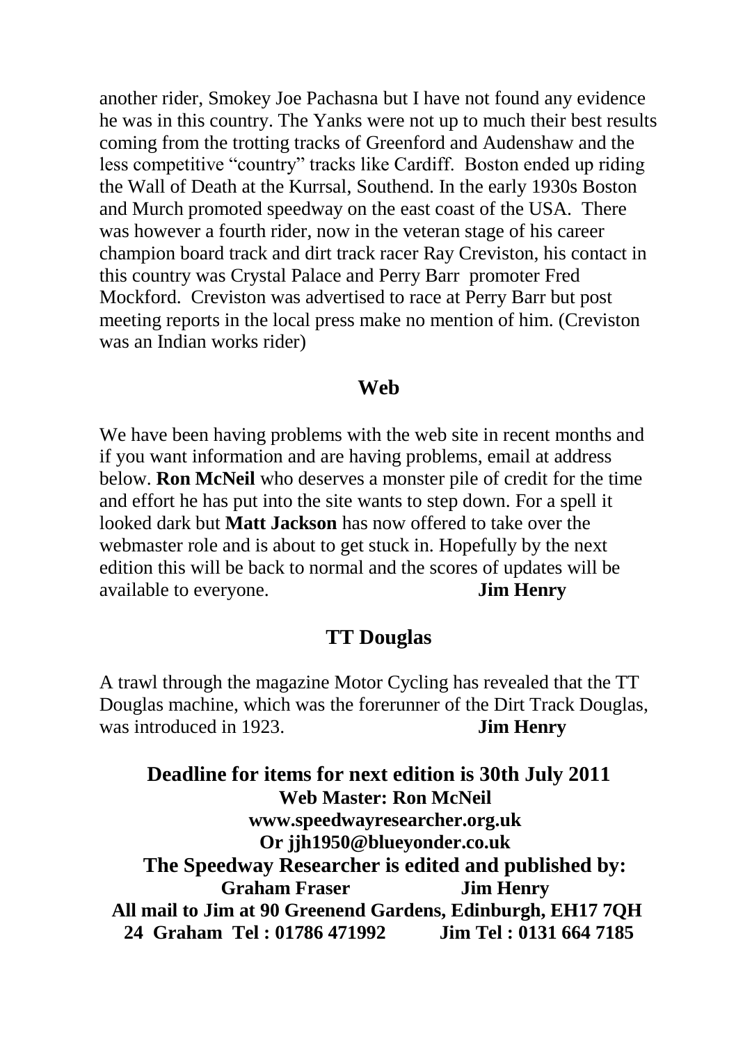another rider, Smokey Joe Pachasna but I have not found any evidence he was in this country. The Yanks were not up to much their best results coming from the trotting tracks of Greenford and Audenshaw and the less competitive "country" tracks like Cardiff. Boston ended up riding the Wall of Death at the Kurrsal, Southend. In the early 1930s Boston and Murch promoted speedway on the east coast of the USA. There was however a fourth rider, now in the veteran stage of his career champion board track and dirt track racer Ray Creviston, his contact in this country was Crystal Palace and Perry Barr promoter Fred Mockford. Creviston was advertised to race at Perry Barr but post meeting reports in the local press make no mention of him. (Creviston was an Indian works rider)

## Web

We have been having problems with the web site in recent months and if you want information and are having problems, email at address below. **Ron McNeil** who deserves a monster pile of credit for the time and effort he has put into the site wants to step down. For a spell it looked dark but **Matt Jackson** has now offered to take over the webmaster role and is about to get stuck in. Hopefully by the next edition this will be back to normal and the scores of updates will be available to everyone. **Jim Henry**

## TT Douglas

A trawl through the magazine Motor Cycling has revealed that the TT Douglas machine, which was the forerunner of the Dirt Track Douglas, was introduced in 1923. **Jim Henry**

**Deadline for items for next edition is 30th July 2011**

**Web Master: Ron McNeil**

**www.speedwayresearcher.org.uk**

**Or jjh1950@blueyonder.co.uk**

**The Speedway Researcher is edited and published by:**

**Graham Fraser Jim Henry**

**All mail to Jim at 90 Greenend Gardens, Edinburgh, EH17 7QH**

**Graham Tel : 01786 471992 Jim Tel : 0131 664 7185**